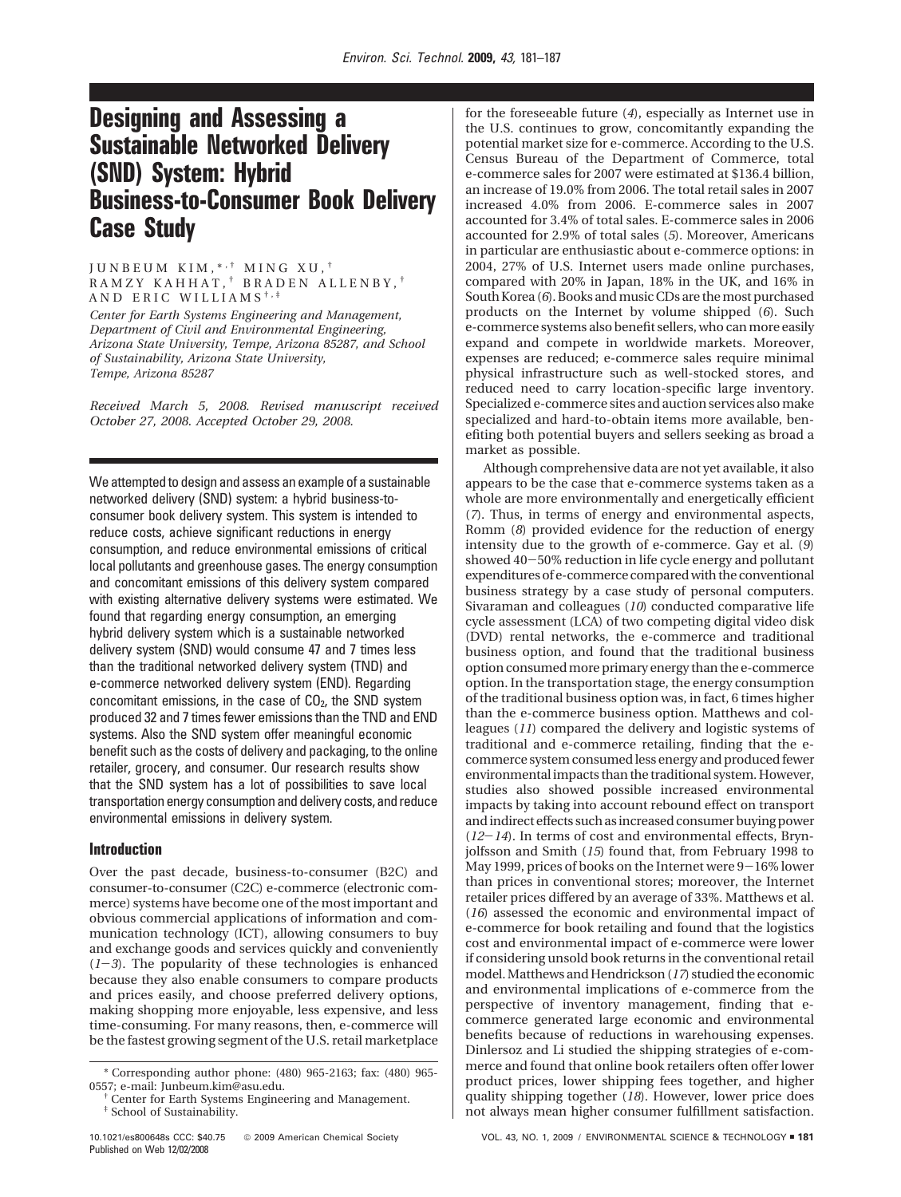# Designing and Assessing a Sustainable Networked Delivery (SND) System: Hybrid Business-to-Consumer Book Delivery Case Study

JUNBEUM KIM,[*,†] MING XU,[†] RAMZY KAHHAT,[†] BRADEN ALLENBY,[†] AND ERIC WILLIAMS[†,‡]

*Center for Earth Systems Engineering and Management, Department of Civil and Environmental Engineering, Arizona State University, Tempe, Arizona 85287, and School of Sustainability, Arizona State University, Tempe, Arizona 85287*

*Received March 5, 2008. Revised manuscript received October 27, 2008. Accepted October 29, 2008.*

We attempted to design and assess an example of a sustainable networked delivery (SND) system: a hybrid business-to-consumer book delivery system. This system is intended to reduce costs, achieve significant reductions in energy consumption, and reduce environmental emissions of critical local pollutants and greenhouse gases. The energy consumption and concomitant emissions of this delivery system compared with existing alternative delivery systems were estimated. We found that regarding energy consumption, an emerging hybrid delivery system which is a sustainable networked delivery system (SND) would consume 47 and 7 times less than the traditional networked delivery system (TND) and e-commerce networked delivery system (END). Regarding concomitant emissions, in the case of $CO_2$, the SND system produced 32 and 7 times fewer emissions than the TND and END systems. Also the SND system offer meaningful economic benefit such as the costs of delivery and packaging, to the online retailer, grocery, and consumer. Our research results show that the SND system has a lot of possibilities to save local transportation energy consumption and delivery costs, and reduce environmental emissions in delivery system.

## Introduction

Over the past decade, business-to-consumer (B2C) and consumer-to-consumer (C2C) e-commerce (electronic commerce) systems have become one of the most important and obvious commercial applications of information and communication technology (ICT), allowing consumers to buy and exchange goods and services quickly and conveniently (*1*−*3*). The popularity of these technologies is enhanced because they also enable consumers to compare products and prices easily, and choose preferred delivery options, making shopping more enjoyable, less expensive, and less time-consuming. For many reasons, then, e-commerce will be the fastest growing segment of the U.S. retail marketplace for the foreseeable future (*4*), especially as Internet use in the U.S. continues to grow, concomitantly expanding the potential market size for e-commerce. According to the U.S. Census Bureau of the Department of Commerce, total e-commerce sales for 2007 were estimated at $136.4 billion, an increase of 19.0% from 2006. The total retail sales in 2007 increased 4.0% from 2006. E-commerce sales in 2007 accounted for 3.4% of total sales. E-commerce sales in 2006 accounted for 2.9% of total sales (*5*). Moreover, Americans in particular are enthusiastic about e-commerce options: in 2004, 27% of U.S. Internet users made online purchases, compared with 20% in Japan, 18% in the UK, and 16% in South Korea (*6*). Books and music CDs are the most purchased products on the Internet by volume shipped (*6*). Such e-commerce systems also benefit sellers, who can more easily expand and compete in worldwide markets. Moreover, expenses are reduced; e-commerce sales require minimal physical infrastructure such as well-stocked stores, and reduced need to carry location-specific large inventory. Specialized e-commerce sites and auction services also make specialized and hard-to-obtain items more available, benefiting both potential buyers and sellers seeking as broad a market as possible.

Although comprehensive data are not yet available, it also appears to be the case that e-commerce systems taken as a whole are more environmentally and energetically efficient (*7*). Thus, in terms of energy and environmental aspects, Romm (*8*) provided evidence for the reduction of energy intensity due to the growth of e-commerce. Gay et al. (*9*) showed 40−50% reduction in life cycle energy and pollutant expenditures of e-commerce compared with the conventional business strategy by a case study of personal computers. Sivaraman and colleagues (*10*) conducted comparative life cycle assessment (LCA) of two competing digital video disk (DVD) rental networks, the e-commerce and traditional business option, and found that the traditional business option consumed more primary energy than the e-commerce option. In the transportation stage, the energy consumption of the traditional business option was, in fact, 6 times higher than the e-commerce business option. Matthews and colleagues (*11*) compared the delivery and logistic systems of traditional and e-commerce retailing, finding that the e-commerce system consumed less energy and produced fewer environmental impacts than the traditional system. However, studies also showed possible increased environmental impacts by taking into account rebound effect on transport and indirect effects such as increased consumer buying power (*12*−*14*). In terms of cost and environmental effects, Brynjolfsson and Smith (*15*) found that, from February 1998 to May 1999, prices of books on the Internet were 9−16% lower than prices in conventional stores; moreover, the Internet retailer prices differed by an average of 33%. Matthews et al. (*16*) assessed the economic and environmental impact of e-commerce for book retailing and found that the logistics cost and environmental impact of e-commerce were lower if considering unsold book returns in the conventional retail model. Matthews and Hendrickson (*17*) studied the economic and environmental implications of e-commerce from the perspective of inventory management, finding that e-commerce generated large economic and environmental benefits because of reductions in warehousing expenses. Dinlersoz and Li studied the shipping strategies of e-commerce and found that online book retailers often offer lower product prices, lower shipping fees together, and higher quality shipping together (*18*). However, lower price does not always mean higher consumer fulfillment satisfaction.

[*] Corresponding author phone: (480) 965-2163; fax: (480) 965-0557; e-mail: Junbeum.kim@asu.edu.

[†] Center for Earth Systems Engineering and Management.

[‡] School of Sustainability.

10.1021/es800648s CCC: $40.75 © 2009 American Chemical Society
Published on Web 12/02/2008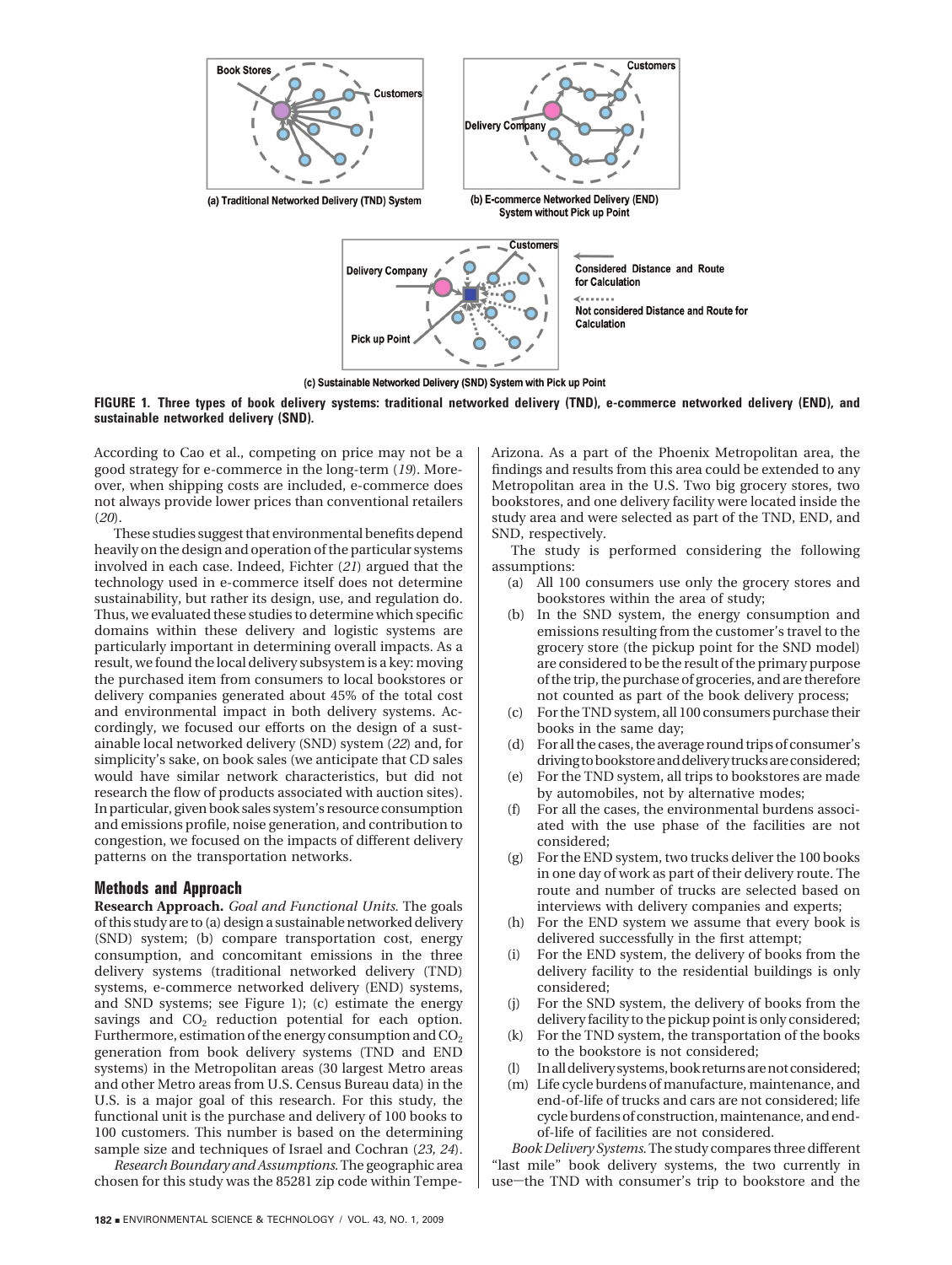FIGURE 1. Three types of book delivery systems: traditional networked delivery (TND), e-commerce networked delivery (END), and sustainable networked delivery (SND).

According to Cao et al., competing on price may not be a good strategy for e-commerce in the long-term (19). Moreover, when shipping costs are included, e-commerce does not always provide lower prices than conventional retailers (20).

These studies suggest that environmental benefits depend heavily on the design and operation of the particular systems involved in each case. Indeed, Fichter (21) argued that the technology used in e-commerce itself does not determine sustainability, but rather its design, use, and regulation do. Thus, we evaluated these studies to determine which specific domains within these delivery and logistic systems are particularly important in determining overall impacts. As a result, we found the local delivery subsystem is a key: moving the purchased item from consumers to local bookstore or delivery companies generated about 45% of the total cost and environmental impact in both delivery systems. Accordingly, we focused our efforts on the design of a sustainable local networked delivery (SND) system (22) and, for simplicity's sake, on book sales (we anticipate that CD sales would have similar network characteristics, but did not research the flow of products associated with auction sites). In particular, given book sales system's resource consumption and emissions profile, noise generation, and contribution to congestion, we focused on the impacts of different delivery patterns on the transportation networks.

## Methods and Approach

**Research Approach.** *Goal and Functional Units.* The goals of this study are to (a) design a sustainable networked delivery (SND) system; (b) compare transportation cost, energy consumption, and concomitant emissions in the three delivery systems (traditional networked delivery (TND) systems, e-commerce networked delivery (END) systems, and SND systems; see Figure 1); (c) estimate the energy savings and $CO_2$ reduction potential for each option. Furthermore, estimation of the energy consumption and $CO_2$ generation from book delivery systems (TND and END systems) in the Metropolitan areas (30 largest Metro areas and other Metro areas from U.S. Census Bureau data) in the U.S. is a major goal of this research. For this study, the functional unit is the purchase and delivery of 100 books to 100 customers. This number is based on the determining sample size and techniques of Israel and Cochran (23, 24).

*Research Boundary and Assumptions.* The geographic area chosen for this study was the 85281 zip code within Tempe-Arizona. As a part of the Phoenix Metropolitan area, the findings and results from this area could be extended to any Metropolitan area in the U.S. Two big grocery stores, two bookstores, and one delivery facility were located inside the study area and were selected as part of the TND, END, and SND, respectively.

The study is performed considering the following assumptions:

(a) All 100 consumers use only the grocery stores and bookstores within the area of study;
(b) In the SND system, the energy consumption and emissions resulting from the customer's travel to the grocery store (the pickup point for the SND model) are considered to be the result of the primary purpose of the trip, the purchase of groceries, and are therefore not counted as part of the book delivery process;
(c) For the TND system, all 100 consumers purchase their books in the same day;
(d) For all the cases, the average round trips of consumer's driving to bookstore and delivery trucks are considered;
(e) For the TND system, all trips to bookstores are made by automobiles, not by alternative modes;
(f) For all the cases, the environmental burdens associated with the use phase of the facilities are not considered;
(g) For the END system, two trucks deliver the 100 books in one day of work as part of their delivery route. The route and number of trucks are selected based on interviews with delivery companies and experts;
(h) For the END system we assume that every book is delivered successfully in the first attempt;
(i) For the END system, the delivery of books from the delivery facility to the residential buildings is only considered;
(j) For the SND system, the delivery of books from the delivery facility to the pickup point is only considered;
(k) For the TND system, the transportation of the books to the bookstore is not considered;
(l) In all delivery systems, book returns are not considered;
(m) Life cycle burdens of manufacture, maintenance, and end-of-life of trucks and cars are not considered; life cycle burdens of construction, maintenance, and end-of-life of facilities are not considered.

*Book Delivery Systems.* The study compares three different "last mile" book delivery systems, the two currently in use—the TND with consumer's trip to bookstore and the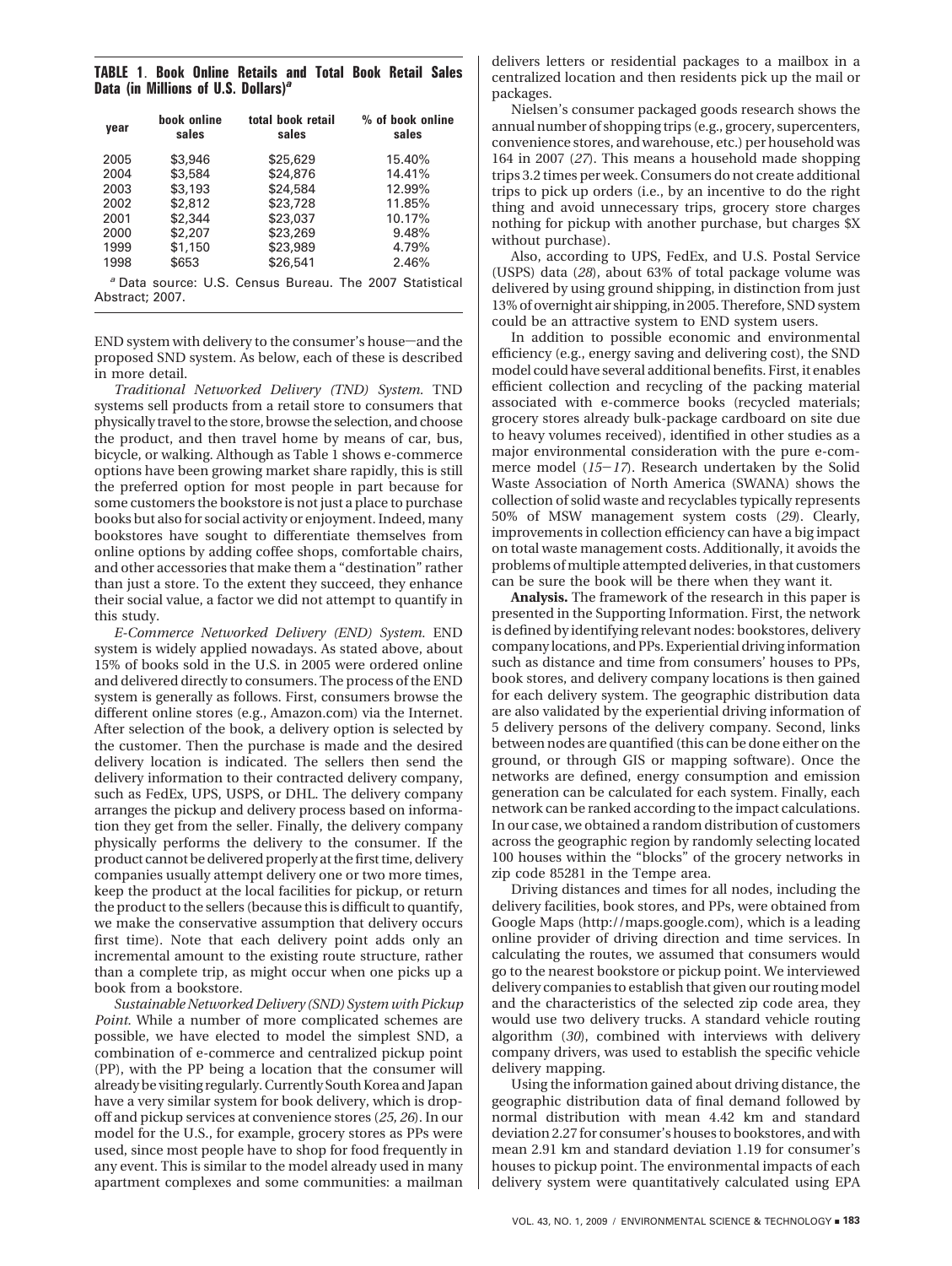**TABLE 1. Book Online Retails and Total Book Retail Sales Data (in Millions of U.S. Dollars)[a]**

| year | book online sales | total book retail sales | % of book online sales |
|---|---|---|---|
| 2005 | \$3,946 | \$25,629 | 15.40% |
| 2004 | \$3,584 | \$24,876 | 14.41% |
| 2003 | \$3,193 | \$24,584 | 12.99% |
| 2002 | \$2,812 | \$23,728 | 11.85% |
| 2001 | \$2,344 | \$23,037 | 10.17% |
| 2000 | \$2,207 | \$23,269 | 9.48% |
| 1999 | \$1,150 | \$23,989 | 4.79% |
| 1998 | \$653 | \$26,541 | 2.46% |

[a] Data source: U.S. Census Bureau. The 2007 Statistical Abstract; 2007.

END system with delivery to the consumer's house—and the proposed SND system. As below, each of these is described in more detail.

*Traditional Networked Delivery (TND) System.* TND systems sell products from a retail store to consumers that physically travel to the store, browse the selection, and choose the product, and then travel home by means of car, bus, bicycle, or walking. Although as Table 1 shows e-commerce options have been growing market share rapidly, this is still the preferred option for most people in part because for some customers the bookstore is not just a place to purchase books but also for social activity or enjoyment. Indeed, many bookstores have sought to differentiate themselves from online options by adding coffee shops, comfortable chairs, and other accessories that make them a "destination" rather than just a store. To the extent they succeed, they enhance their social value, a factor we did not attempt to quantify in this study.

*E-Commerce Networked Delivery (END) System.* END system is widely applied nowadays. As stated above, about 15% of books sold in the U.S. in 2005 were ordered online and delivered directly to consumers. The process of the END system is generally as follows. First, consumers browse the different online stores (e.g., Amazon.com) via the Internet. After selection of the book, a delivery option is selected by the customer. Then the purchase is made and the desired delivery location is indicated. The sellers then send the delivery information to their contracted delivery company, such as FedEx, UPS, USPS, or DHL. The delivery company arranges the pickup and delivery process based on information they get from the seller. Finally, the delivery company physically performs the delivery to the consumer. If the product cannot be delivered properly at the first time, delivery companies usually attempt delivery one or two more times, keep the product at the local facilities for pickup, or return the product to the sellers (because this is difficult to quantify, we make the conservative assumption that delivery occurs first time). Note that each delivery point adds only an incremental amount to the existing route structure, rather than a complete trip, as might occur when one picks up a book from a bookstore.

*Sustainable Networked Delivery (SND) System with Pickup Point.* While a number of more complicated schemes are possible, we have elected to model the simplest SND, a combination of e-commerce and centralized pickup point (PP), with the PP being a location that the consumer will already be visiting regularly. Currently South Korea and Japan have a very similar system for book delivery, which is drop-off and pickup services at convenience stores (*25, 26*). In our model for the U.S., for example, grocery stores as PPs were used, since most people have to shop for food frequently in any event. This is similar to the model already used in many apartment complexes and some communities: a mailman delivers letters or residential packages to a mailbox in a centralized location and then residents pick up the mail or packages.

Nielsen's consumer packaged goods research shows the annual number of shopping trips (e.g., grocery, supercenters, convenience stores, and warehouse, etc.) per household was 164 in 2007 (*27*). This means a household made shopping trips 3.2 times per week. Consumers do not create additional trips to pick up orders (i.e., by an incentive to do the right thing and avoid unnecessary trips, grocery store charges nothing for pickup with another purchase, but charges \$X without purchase).

Also, according to UPS, FedEx, and U.S. Postal Service (USPS) data (*28*), about 63% of total package volume was delivered by using ground shipping, in distinction from just 13% of overnight air shipping, in 2005. Therefore, SND system could be an attractive system to END system users.

In addition to possible economic and environmental efficiency (e.g., energy saving and delivering cost), the SND model could have several additional benefits. First, it enables efficient collection and recycling of the packing material associated with e-commerce books (recycled materials; grocery stores already bulk-package cardboard on site due to heavy volumes received), identified in other studies as a major environmental consideration with the pure e-commerce model (*15–17*). Research undertaken by the Solid Waste Association of North America (SWANA) shows the collection of solid waste and recyclables typically represents 50% of MSW management system costs (*29*). Clearly, improvements in collection efficiency can have a big impact on total waste management costs. Additionally, it avoids the problems of multiple attempted deliveries, in that customers can be sure the book will be there when they want it.

**Analysis.** The framework of the research in this paper is presented in the Supporting Information. First, the network is defined by identifying relevant nodes: bookstores, delivery company locations, and PPs. Experiential driving information such as distance and time from consumers' houses to PPs, book stores, and delivery company locations is then gained for each delivery system. The geographic distribution data are also validated by the experiential driving information of 5 delivery persons of the delivery company. Second, links between nodes are quantified (this can be done either on the ground, or through GIS or mapping software). Once the networks are defined, energy consumption and emission generation can be calculated for each system. Finally, each network can be ranked according to the impact calculations. In our case, we obtained a random distribution of customers across the geographic region by randomly selecting located 100 houses within the "blocks" of the grocery networks in zip code 85281 in the Tempe area.

Driving distances and times for all nodes, including the delivery facilities, book stores, and PPs, were obtained from Google Maps (http://maps.google.com), which is a leading online provider of driving direction and time services. In calculating the routes, we assumed that consumers would go to the nearest bookstore or pickup point. We interviewed delivery companies to establish that given our routing model and the characteristics of the selected zip code area, they would use two delivery trucks. A standard vehicle routing algorithm (*30*), combined with interviews with delivery company drivers, was used to establish the specific vehicle delivery mapping.

Using the information gained about driving distance, the geographic distribution data of final demand followed by normal distribution with mean 4.42 km and standard deviation 2.27 for consumer's houses to bookstores, and with mean 2.91 km and standard deviation 1.19 for consumer's houses to pickup point. The environmental impacts of each delivery system were quantitatively calculated using EPA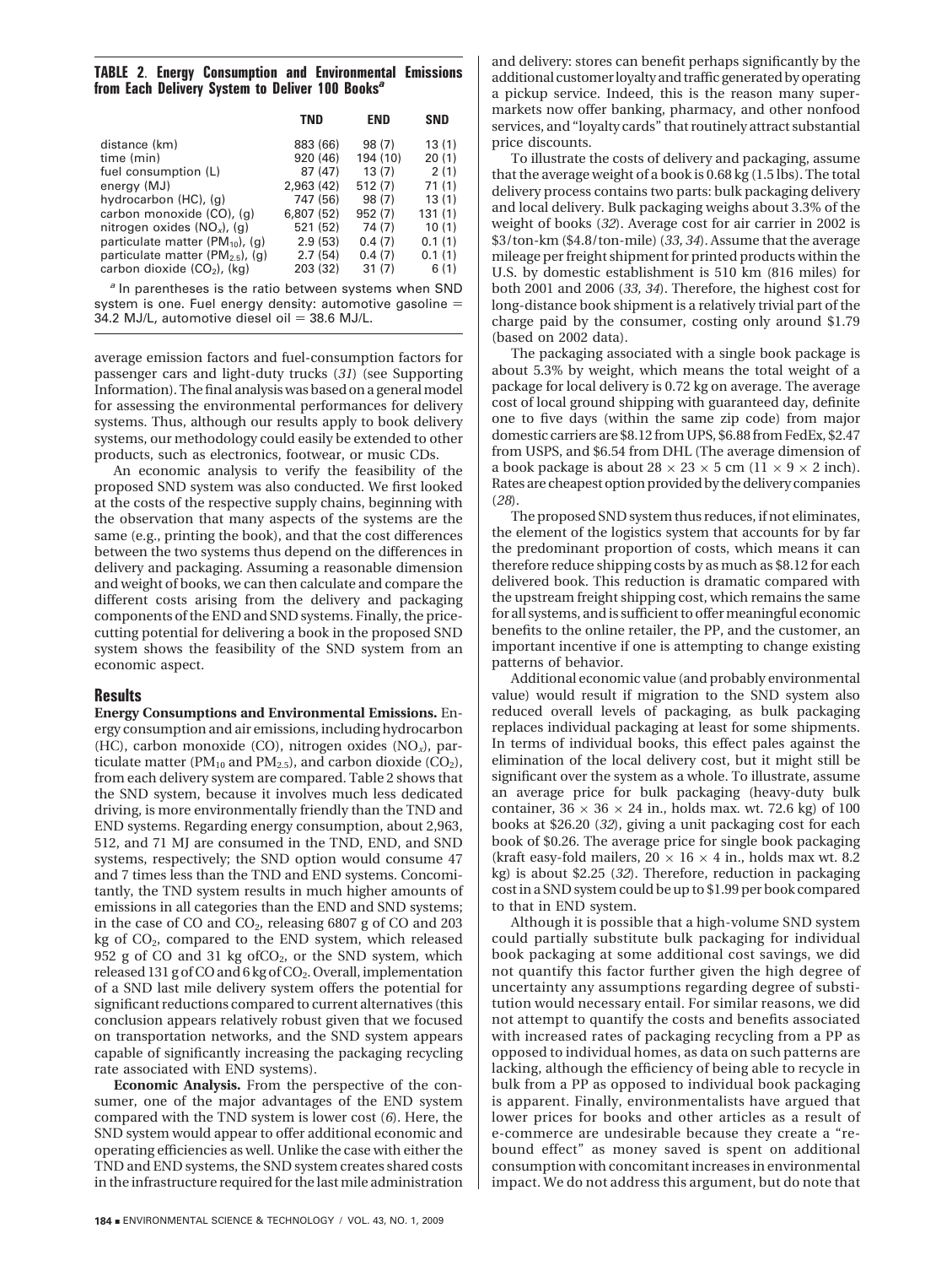**TABLE 2. Energy Consumption and Environmental Emissions from Each Delivery System to Deliver 100 Books[a]**

| | TND | END | SND |
|---|---|---|---|
| distance (km) | 883 (66) | 98 (7) | 13 (1) |
| time (min) | 920 (46) | 194 (10) | 20 (1) |
| fuel consumption (L) | 87 (47) | 13 (7) | 2 (1) |
| energy (MJ) | 2,963 (42) | 512 (7) | 71 (1) |
| hydrocarbon (HC), (g) | 747 (56) | 98 (7) | 13 (1) |
| carbon monoxide (CO), (g) | 6,807 (52) | 952 (7) | 131 (1) |
| nitrogen oxides ($NO_x$), (g) | 521 (52) | 74 (7) | 10 (1) |
| particulate matter ($PM_{10}$), (g) | 2.9 (53) | 0.4 (7) | 0.1 (1) |
| particulate matter ($PM_{2.5}$), (g) | 2.7 (54) | 0.4 (7) | 0.1 (1) |
| carbon dioxide ($CO_2$), (kg) | 203 (32) | 31 (7) | 6 (1) |

[a] In parentheses is the ratio between systems when SND system is one. Fuel energy density: automotive gasoline = 34.2 MJ/L, automotive diesel oil = 38.6 MJ/L.

average emission factors and fuel-consumption factors for passenger cars and light-duty trucks (*31*) (see Supporting Information). The final analysis was based on a general model for assessing the environmental performances for delivery systems. Thus, although our results apply to book delivery systems, our methodology could easily be extended to other products, such as electronics, footwear, or music CDs.

An economic analysis to verify the feasibility of the proposed SND system was also conducted. We first looked at the costs of the respective supply chains, beginning with the observation that many aspects of the systems are the same (e.g., printing the book), and that the cost differences between the two systems thus depend on the differences in delivery and packaging. Assuming a reasonable dimension and weight of books, we can then calculate and compare the different costs arising from the delivery and packaging components of the END and SND systems. Finally, the price-cutting potential for delivering a book in the proposed SND system shows the feasibility of the SND system from an economic aspect.

## Results

**Energy Consumptions and Environmental Emissions.** Energy consumption and air emissions, including hydrocarbon (HC), carbon monoxide (CO), nitrogen oxides ($NO_x$), particulate matter ($PM_{10}$ and $PM_{2.5}$), and carbon dioxide ($CO_2$), from each delivery system are compared. Table 2 shows that the SND system, because it involves much less dedicated driving, is more environmentally friendly than the TND and END systems. Regarding energy consumption, about 2,963, 512, and 71 MJ are consumed in the TND, END, and SND systems, respectively; the SND option would consume 47 and 7 times less than the TND and END systems. Concomitantly, the TND system results in much higher amounts of emissions in all categories than the END and SND systems; in the case of CO and $CO_2$, releasing 6807 g of CO and 203 kg of $CO_2$, compared to the END system, which released 952 g of CO and 31 kg of$CO_2$, or the SND system, which released 131 g of CO and 6 kg of $CO_2$. Overall, implementation of a SND last mile delivery system offers the potential for significant reductions compared to current alternatives (this conclusion appears relatively robust given that we focused on transportation networks, and the SND system appears capable of significantly increasing the packaging recycling rate associated with END systems).

**Economic Analysis.** From the perspective of the consumer, one of the major advantages of the END system compared with the TND system is lower cost (*6*). Here, the SND system would appear to offer additional economic and operating efficiencies as well. Unlike the case with either the TND and END systems, the SND system creates shared costs in the infrastructure required for the last mile administration and delivery: stores can benefit perhaps significantly by the additional customer loyalty and traffic generated by operating a pickup service. Indeed, this is the reason many supermarkets now offer banking, pharmacy, and other nonfood services, and "loyalty cards" that routinely attract substantial price discounts.

To illustrate the costs of delivery and packaging, assume that the average weight of a book is 0.68 kg (1.5 lbs). The total delivery process contains two parts: bulk packaging delivery and local delivery. Bulk packaging weighs about 3.3% of the weight of books (*32*). Average cost for air carrier in 2002 is \$3/ton-km (\$4.8/ton-mile) (*33, 34*). Assume that the average mileage per freight shipment for printed products within the U.S. by domestic establishment is 510 km (816 miles) for both 2001 and 2006 (*33, 34*). Therefore, the highest cost for long-distance book shipment is a relatively trivial part of the charge paid by the consumer, costing only around \$1.79 (based on 2002 data).

The packaging associated with a single book package is about 5.3% by weight, which means the total weight of a package for local delivery is 0.72 kg on average. The average cost of local ground shipping with guaranteed day, definite one to five days (within the same zip code) from major domestic carriers are \$8.12 from UPS, \$6.88 from FedEx, \$2.47 from USPS, and \$6.54 from DHL (The average dimension of a book package is about 28 × 23 × 5 cm (11 × 9 × 2 inch). Rates are cheapest option provided by the delivery companies (*28*).

The proposed SND system thus reduces, if not eliminates, the element of the logistics system that accounts for by far the predominant proportion of costs, which means it can therefore reduce shipping costs by as much as \$8.12 for each delivered book. This reduction is dramatic compared with the upstream freight shipping cost, which remains the same for all systems, and is sufficient to offer meaningful economic benefits to the online retailer, the PP, and the customer, an important incentive if one is attempting to change existing patterns of behavior.

Additional economic value (and probably environmental value) would result if migration to the SND system also reduced overall levels of packaging, as bulk packaging replaces individual packaging at least for some shipments. In terms of individual books, this effect pales against the elimination of the local delivery cost, but it might still be significant over the system as a whole. To illustrate, assume an average price for bulk packaging (heavy-duty bulk container, 36 × 36 × 24 in., holds max. wt. 72.6 kg) of 100 books at \$26.20 (*32*), giving a unit packaging cost for each book of \$0.26. The average price for single book packaging (kraft easy-fold mailers, 20 × 16 × 4 in., holds max wt. 8.2 kg) is about \$2.25 (*32*). Therefore, reduction in packaging cost in a SND system could be up to \$1.99 per book compared to that in END system.

Although it is possible that a high-volume SND system could partially substitute bulk packaging for individual book packaging at some additional cost savings, we did not quantify this factor further given the high degree of uncertainty any assumptions regarding degree of substitution would necessary entail. For similar reasons, we did not attempt to quantify the costs and benefits associated with increased rates of packaging recycling from a PP as opposed to individual homes, as data on such patterns are lacking, although the efficiency of being able to recycle in bulk from a PP as opposed to individual book packaging is apparent. Finally, environmentalists have argued that lower prices for books and other articles as a result of e-commerce are undesirable because they create a "rebound effect" as money saved is spent on additional consumption with concomitant increases in environmental impact. We do not address this argument, but do note that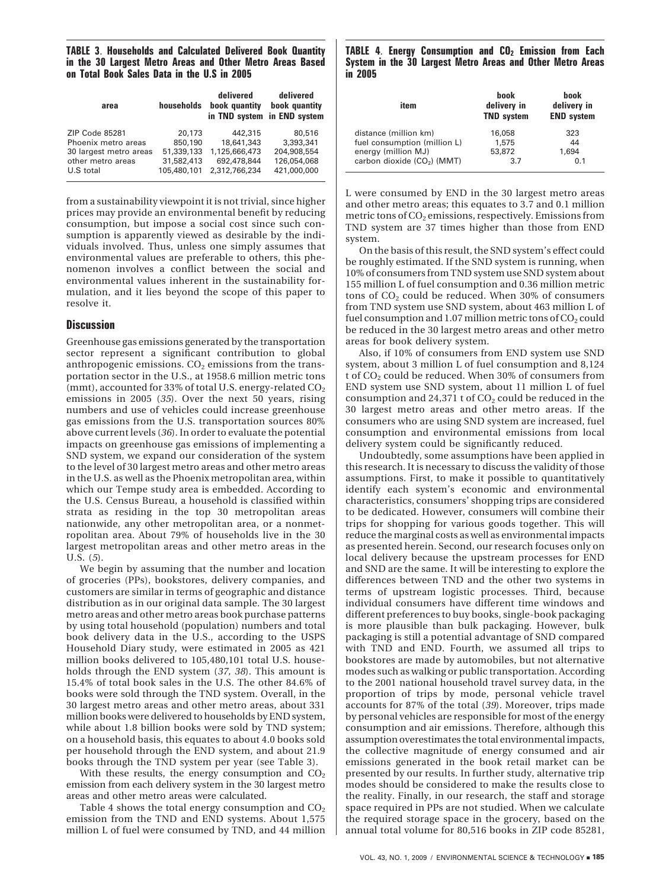**TABLE 3. Households and Calculated Delivered Book Quantity in the 30 Largest Metro Areas and Other Metro Areas Based on Total Book Sales Data in the U.S in 2005**

| area | households | delivered book quantity in TND system | delivered book quantity in END system |
|---|---|---|---|
| ZIP Code 85281 | 20,173 | 442,315 | 80,516 |
| Phoenix metro areas | 850,190 | 18,641,343 | 3,393,341 |
| 30 largest metro areas | 51,339,133 | 1,125,666,473 | 204,908,554 |
| other metro areas | 31,582,413 | 692,478,844 | 126,054,068 |
| U.S total | 105,480,101 | 2,312,766,234 | 421,000,000 |

from a sustainability viewpoint it is not trivial, since higher prices may provide an environmental benefit by reducing consumption, but impose a social cost since such consumption is apparently viewed as desirable by the individuals involved. Thus, unless one simply assumes that environmental values are preferable to others, this phenomenon involves a conflict between the social and environmental values inherent in the sustainability formulation, and it lies beyond the scope of this paper to resolve it.

## Discussion

Greenhouse gas emissions generated by the transportation sector represent a significant contribution to global anthropogenic emissions. $CO_2$ emissions from the transportation sector in the U.S., at 1958.6 million metric tons (mmt), accounted for 33% of total U.S. energy-related $CO_2$ emissions in 2005 (*35*). Over the next 50 years, rising numbers and use of vehicles could increase greenhouse gas emissions from the U.S. transportation sources 80% above current levels (*36*). In order to evaluate the potential impacts on greenhouse gas emissions of implementing a SND system, we expand our consideration of the system to the level of 30 largest metro areas and other metro areas in the U.S. as well as the Phoenix metropolitan area, within which our Tempe study area is embedded. According to the U.S. Census Bureau, a household is classified within strata as residing in the top 30 metropolitan areas nationwide, any other metropolitan area, or a nonmetropolitan area. About 79% of households live in the 30 largest metropolitan areas and other metro areas in the U.S. (*5*).

We begin by assuming that the number and location of groceries (PPs), bookstores, delivery companies, and customers are similar in terms of geographic and distance distribution as in our original data sample. The 30 largest metro areas and other metro areas book purchase patterns by using total household (population) numbers and total book delivery data in the U.S., according to the USPS Household Diary study, were estimated in 2005 as 421 million books delivered to 105,480,101 total U.S. households through the END system (*37, 38*). This amount is 15.4% of total book sales in the U.S. The other 84.6% of books were sold through the TND system. Overall, in the 30 largest metro areas and other metro areas, about 331 million books were delivered to households by END system, while about 1.8 billion books were sold by TND system; on a household basis, this equates to about 4.0 books sold per household through the END system, and about 21.9 books through the TND system per year (see Table 3).

With these results, the energy consumption and $CO_2$ emission from each delivery system in the 30 largest metro areas and other metro areas were calculated.

Table 4 shows the total energy consumption and $CO_2$ emission from the TND and END systems. About 1,575 million L of fuel were consumed by TND, and 44 million L were consumed by END in the 30 largest metro areas and other metro areas; this equates to 3.7 and 0.1 million metric tons of $CO_2$ emissions, respectively. Emissions from TND system are 37 times higher than those from END system.

**TABLE 4. Energy Consumption and $CO_2$ Emission from Each System in the 30 Largest Metro Areas and Other Metro Areas in 2005**

| item | book delivery in TND system | book delivery in END system |
|---|---|---|
| distance (million km) | 16,058 | 323 |
| fuel consumption (million L) | 1,575 | 44 |
| energy (million MJ) | 53,872 | 1,694 |
| carbon dioxide ($CO_2$) (MMT) | 3.7 | 0.1 |

On the basis of this result, the SND system's effect could be roughly estimated. If the SND system is running, when 10% of consumers from TND system use SND system about 155 million L of fuel consumption and 0.36 million metric tons of $CO_2$ could be reduced. When 30% of consumers from TND system use SND system, about 463 million L of fuel consumption and 1.07 million metric tons of $CO_2$ could be reduced in the 30 largest metro areas and other metro areas for book delivery system.

Also, if 10% of consumers from END system use SND system, about 3 million L of fuel consumption and 8,124 t of $CO_2$ could be reduced. When 30% of consumers from END system use SND system, about 11 million L of fuel consumption and 24,371 t of $CO_2$ could be reduced in the 30 largest metro areas and other metro areas. If the consumers who are using SND system are increased, fuel consumption and environmental emissions from local delivery system could be significantly reduced.

Undoubtedly, some assumptions have been applied in this research. It is necessary to discuss the validity of those assumptions. First, to make it possible to quantitatively identify each system's economic and environmental characteristics, consumers' shopping trips are considered to be dedicated. However, consumers will combine their trips for shopping for various goods together. This will reduce the marginal costs as well as environmental impacts as presented herein. Second, our research focuses only on local delivery because the upstream processes for END and SND are the same. It will be interesting to explore the differences between TND and the other two systems in terms of upstream logistic processes. Third, because individual consumers have different time windows and different preferences to buy books, single-book packaging is more plausible than bulk packaging. However, bulk packaging is still a potential advantage of SND compared with TND and END. Fourth, we assumed all trips to bookstores are made by automobiles, but not alternative modes such as walking or public transportation. According to the 2001 national household travel survey data, in the proportion of trips by mode, personal vehicle travel accounts for 87% of the total (*39*). Moreover, trips made by personal vehicles are responsible for most of the energy consumption and air emissions. Therefore, although this assumption overestimates the total environmental impacts, the collective magnitude of energy consumed and air emissions generated in the book retail market can be presented by our results. In further study, alternative trip modes should be considered to make the results close to the reality. Finally, in our research, the staff and storage space required in PPs are not studied. When we calculate the required storage space in the grocery, based on the annual total volume for 80,516 books in ZIP code 85281,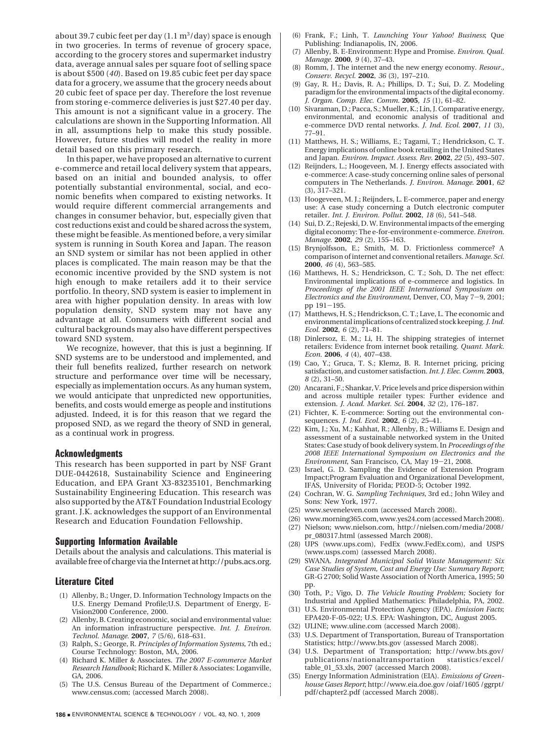about 39.7 cubic feet per day (1.1 $m^3$/day) space is enough in two groceries. In terms of revenue of grocery space, according to the grocery stores and supermarket industry data, average annual sales per square foot of selling space is about $500 (*40*). Based on 19.85 cubic feet per day space data for a grocery, we assume that the grocery needs about 20 cubic feet of space per day. Therefore the lost revenue from storing e-commerce deliveries is just $27.40 per day. This amount is not a significant value in a grocery. The calculations are shown in the Supporting Information. All in all, assumptions help to make this study possible. However, future studies will model the reality in more detail based on this primary research.

In this paper, we have proposed an alternative to current e-commerce and retail local delivery system that appears, based on an initial and bounded analysis, to offer potentially substantial environmental, social, and economic benefits when compared to existing networks. It would require different commercial arrangements and changes in consumer behavior, but, especially given that cost reductions exist and could be shared across the system, these might be feasible. As mentioned before, a very similar system is running in South Korea and Japan. The reason an SND system or similar has not been applied in other places is complicated. The main reason may be that the economic incentive provided by the SND system is not high enough to make retailers add it to their service portfolio. In theory, SND system is easier to implement in area with higher population density. In areas with low population density, SND system may not have any advantage at all. Consumers with different social and cultural backgrounds may also have different perspectives toward SND system.

We recognize, however, that this is just a beginning. If SND systems are to be understood and implemented, and their full benefits realized, further research on network structure and performance over time will be necessary, especially as implementation occurs. As any human system, we would anticipate that unpredicted new opportunities, benefits, and costs would emerge as people and institutions adjusted. Indeed, it is for this reason that we regard the proposed SND, as we regard the theory of SND in general, as a continual work in progress.

## Acknowledgments

This research has been supported in part by NSF Grant DUE-0442618, Sustainability Science and Engineering Education, and EPA Grant X3-83235101, Benchmarking Sustainability Engineering Education. This research was also supported by the AT&T Foundation Industrial Ecology grant. J.K. acknowledges the support of an Environmental Research and Education Foundation Fellowship.

## Supporting Information Available

Details about the analysis and calculations. This material is available free of charge via the Internet at http://pubs.acs.org.

## Literature Cited

(1) Allenby, B.; Unger, D. Information Technology Impacts on the U.S. Energy Demand Profile;U.S. Department of Energy, E-Vision2000 Conference, 2000.

(2) Allenby, B. Creating economic, social and environmental value: An information infrastructure perspective. *Int. J. Environ. Technol. Manage.* **2007**, *7* (5/6), 618–631.

(3) Ralph, S.; George, R. *Principles of Information Systems*, 7th ed.; Course Technology: Boston, MA, 2006.

(4) Richard K. Miller & Associates. *The 2007 E-commerce Market Research Handbook*; Richard K. Miller & Associates: Loganville, GA, 2006.

(5) The U.S. Census Bureau of the Department of Commerce.; www.census.com; (accessed March 2008).

(6) Frank, F.; Linh, T. *Launching Your Yahoo! Business*; Que Publishing: Indianapolis, IN, 2006.

(7) Allenby, B. E-Environment: Hype and Promise. *Environ. Qual. Manage.* **2000**, *9* (4), 37–43.

(8) Romm, J. The internet and the new energy economy. *Resour., Conserv. Recycl.* **2002**, *36* (3), 197–210.

(9) Gay, R. H.; Davis, R. A.; Phillips, D. T.; Sui, D. Z. Modeling paradigm for the environmental impacts of the digital economy. *J. Organ. Comp. Elec. Comm.* **2005**, *15* (1), 61–82.

(10) Sivaraman, D.; Pacca, S.; Mueller, K.; Lin, J. Comparative energy, environmental, and economic analysis of traditional and e-commerce DVD rental networks. *J. Ind. Ecol.* **2007**, *11* (3), 77–91.

(11) Matthews, H. S.; Williams, E.; Tagami, T.; Hendrickson, C. T. Energy implications of online book retailing in the United States and Japan. *Environ. Impact. Assess. Rev.* **2002**, *22* (5), 493–507.

(12) Reijnders, L.; Hoogeveen, M. J. Energy effects associated with e-commerce: A case-study concerning online sales of personal computers in The Netherlands. *J. Environ. Manage.* **2001**, *62* (3), 317–321.

(13) Hoogeveen, M. J.; Reijnders, L. E-commerce, paper and energy use: A case study concerning a Dutch electronic computer retailer. *Int. J. Environ. Pollut.* **2002**, *18* (6), 541–548.

(14) Sui, D. Z.; Rejeski, D. W. Environmental impacts of the emerging digital economy: The e-for-environment e-commerce. *Environ. Manage.* **2002**, *29* (2), 155–163.

(15) Brynjolfsson, E.; Smith, M. D. Frictionless commerce? A comparison of internet and conventional retailers. *Manage. Sci.* **2000**, *46* (4), 563–585.

(16) Matthews, H. S.; Hendrickson, C. T.; Soh, D. The net effect: Environmental implications of e-commerce and logistics. In *Proceedings of the 2001 IEEE International Symposium on Electronics and the Environment*, Denver, CO, May 7–9, 2001; pp 191–195.

(17) Matthews, H. S.; Hendrickson, C. T.; Lave, L. The economic and environmental implications of centralized stock keeping. *J. Ind. Ecol.* **2002**, *6* (2), 71–81.

(18) Dinlersoz, E. M.; Li, H. The shipping strategies of internet retailers: Evidence from internet book retailing. *Quant. Mark. Econ.* **2006**, *4* (4), 407–438.

(19) Cao, Y.; Gruca, T. S.; Klemz, B. R. Internet pricing, pricing satisfaction, and customer satisfaction. *Int. J. Elec. Comm.* **2003**, *8* (2), 31–50.

(20) Ancarani, F.; Shankar, V. Price levels and price dispersion within and across multiple retailer types: Further evidence and extension. *J. Acad. Market. Sci.* **2004**, *32* (2), 176–187.

(21) Fichter, K. E-commerce: Sorting out the environmental consequences. *J. Ind. Ecol.* **2002**, *6* (2), 25–41.

(22) Kim, J.; Xu, M.; Kahhat, R.; Allenby, B.; Williams E. Design and assessment of a sustainable networked system in the United States: Case study of book delivery system. In *Proceedings of the 2008 IEEE International Symposium on Electronics and the Environment*, San Francisco, CA, May 19–21, 2008.

(23) Israel, G. D. Sampling the Evidence of Extension Program Impact;Program Evaluation and Organizational Development, IFAS, University of Florida; PEOD-5; October 1992.

(24) Cochran, W. G. *Sampling Techniques*, 3rd ed.; John Wiley and Sons: New York, 1977.

(25) www.seveneleven.com (accessed March 2008).

(26) www.morning365.com, www.yes24.com (accessed March 2008).

(27) Nielson; www.nielson.com, http://nielsen.com/media/2008/pr_080317.html (assessed March 2008).

(28) UPS (www.ups.com), FedEx (www.FedEx.com), and USPS (www.usps.com) (assessed March 2008).

(29) SWANA. *Integrated Municipal Solid Waste Management: Six Case Studies of System, Cost and Energy Use: Summary Report*; GR-G 2700; Solid Waste Association of North America, 1995; 50 pp.

(30) Toth, P.; Vigo, D. *The Vehicle Routing Problem;* Society for Industrial and Applied Mathematics: Philadelphia, PA, 2002.

(31) U.S. Environmental Protection Agency (EPA). *Emission Facts*; EPA420-F-05-022; U.S. EPA: Washington, DC, August 2005.

(32) ULINE; www.uline.com (accessed March 2008).

(33) U.S. Department of Transportation, Bureau of Transportation Statistics; http://www.bts.gov (assessed March 2008).

(34) U.S. Department of Transportation; http://www.bts.gov/publications/nationaltransportation statistics/excel/table_01_53.xls, 2007 (accessed March 2008).

(35) Energy Information Administration (EIA). *Emissions of Greenhouse Gases Report*; http://www.eia.doe.gov/oiaf/1605/ggrpt/pdf/chapter2.pdf (accessed March 2008).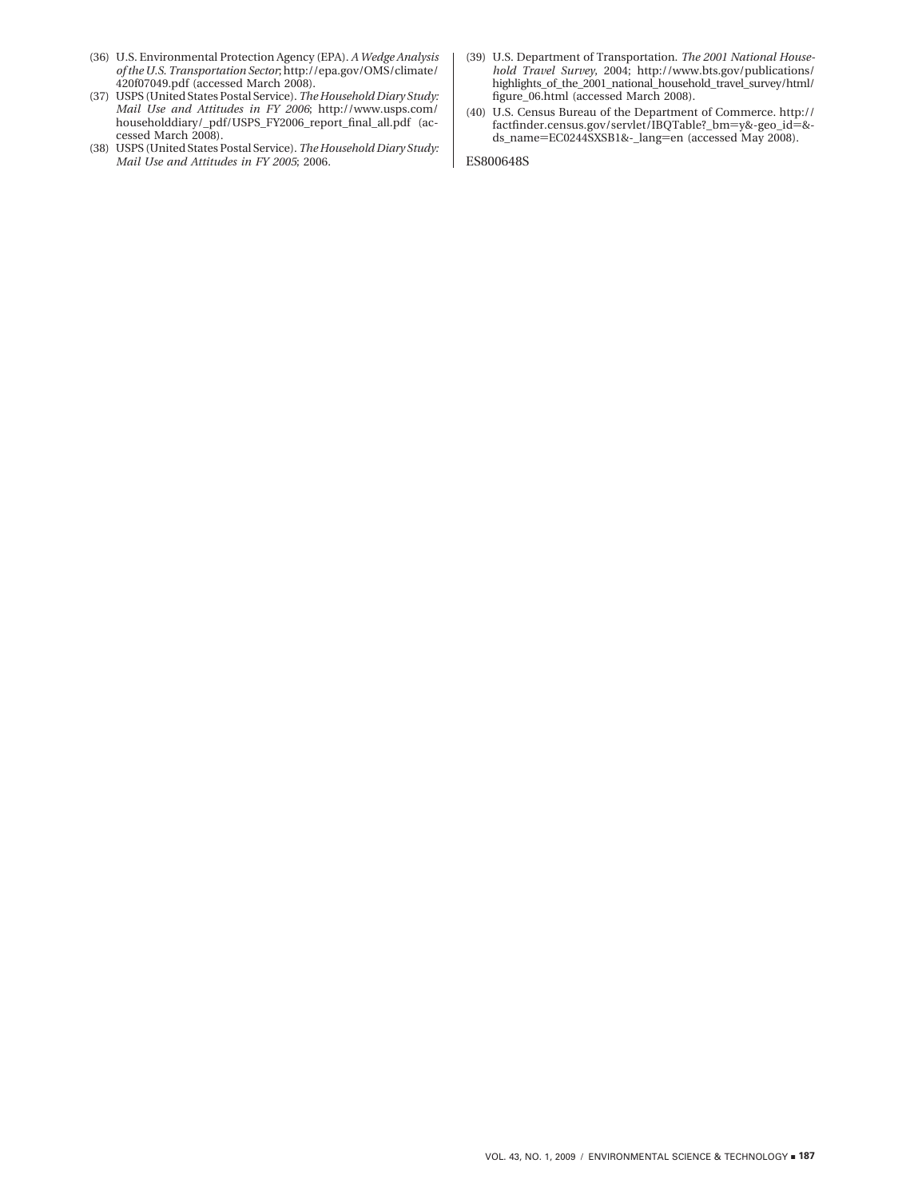(36) U.S. Environmental Protection Agency (EPA). *A Wedge Analysis of the U.S. Transportation Sector*; http://epa.gov/OMS/climate/420f07049.pdf (accessed March 2008).

(37) USPS (United States Postal Service). *The Household Diary Study: Mail Use and Attitudes in FY 2006*; http://www.usps.com/householddiary/_pdf/USPS_FY2006_report_final_all.pdf (accessed March 2008).

(38) USPS (United States Postal Service). *The Household Diary Study: Mail Use and Attitudes in FY 2005*; 2006.

(39) U.S. Department of Transportation. *The 2001 National Household Travel Survey*, 2004; http://www.bts.gov/publications/highlights_of_the_2001_national_household_travel_survey/html/figure_06.html (accessed March 2008).

(40) U.S. Census Bureau of the Department of Commerce. http://factfinder.census.gov/servlet/IBQTable?_bm=y&-geo_id=&-ds_name=EC0244SXSB1&-_lang=en (accessed May 2008).

ES800648S